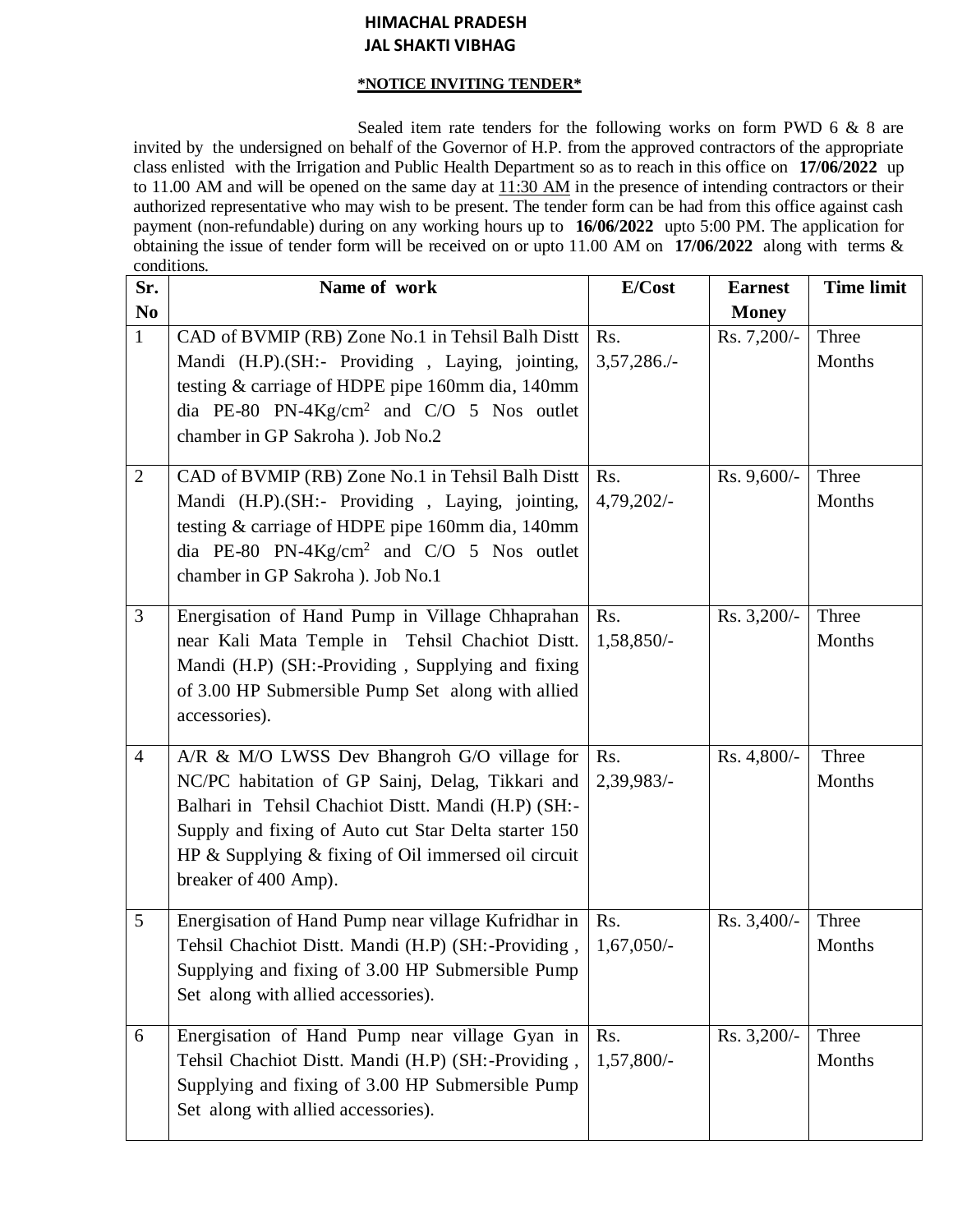# HIMACHAL PRADESH
# JAL SHAKTI VIBHAG

**\*NOTICE INVITING TENDER\***

Sealed item rate tenders for the following works on form PWD 6 & 8 are invited by the undersigned on behalf of the Governor of H.P. from the approved contractors of the appropriate class enlisted with the Irrigation and Public Health Department so as to reach in this office on **17/06/2022** up to 11.00 AM and will be opened on the same day at 11:30 AM in the presence of intending contractors or their authorized representative who may wish to be present. The tender form can be had from this office against cash payment (non-refundable) during on any working hours up to **16/06/2022** upto 5:00 PM. The application for obtaining the issue of tender form will be received on or upto 11.00 AM on **17/06/2022** along with terms & conditions.

| Sr. No | Name of work | E/Cost | Earnest Money | Time limit |
|---|---|---|---|---|
| 1 | CAD of BVMIP (RB) Zone No.1 in Tehsil Balh Distt Mandi (H.P).(SH:- Providing , Laying, jointing, testing & carriage of HDPE pipe 160mm dia, 140mm dia PE-80 PN-4Kg/cm$^2$ and C/O 5 Nos outlet chamber in GP Sakroha ). Job No.2 | Rs. 3,57,286./- | Rs. 7,200/- | Three Months |
| 2 | CAD of BVMIP (RB) Zone No.1 in Tehsil Balh Distt Mandi (H.P).(SH:- Providing , Laying, jointing, testing & carriage of HDPE pipe 160mm dia, 140mm dia PE-80 PN-4Kg/cm$^2$ and C/O 5 Nos outlet chamber in GP Sakroha ). Job No.1 | Rs. 4,79,202/- | Rs. 9,600/- | Three Months |
| 3 | Energisation of Hand Pump in Village Chhaprahan near Kali Mata Temple in Tehsil Chachiot Distt. Mandi (H.P) (SH:-Providing , Supplying and fixing of 3.00 HP Submersible Pump Set along with allied accessories). | Rs. 1,58,850/- | Rs. 3,200/- | Three Months |
| 4 | A/R & M/O LWSS Dev Bhangroh G/O village for NC/PC habitation of GP Sainj, Delag, Tikkari and Balhari in Tehsil Chachiot Distt. Mandi (H.P) (SH:- Supply and fixing of Auto cut Star Delta starter 150 HP & Supplying & fixing of Oil immersed oil circuit breaker of 400 Amp). | Rs. 2,39,983/- | Rs. 4,800/- | Three Months |
| 5 | Energisation of Hand Pump near village Kufridhar in Tehsil Chachiot Distt. Mandi (H.P) (SH:-Providing , Supplying and fixing of 3.00 HP Submersible Pump Set along with allied accessories). | Rs. 1,67,050/- | Rs. 3,400/- | Three Months |
| 6 | Energisation of Hand Pump near village Gyan in Tehsil Chachiot Distt. Mandi (H.P) (SH:-Providing , Supplying and fixing of 3.00 HP Submersible Pump Set along with allied accessories). | Rs. 1,57,800/- | Rs. 3,200/- | Three Months |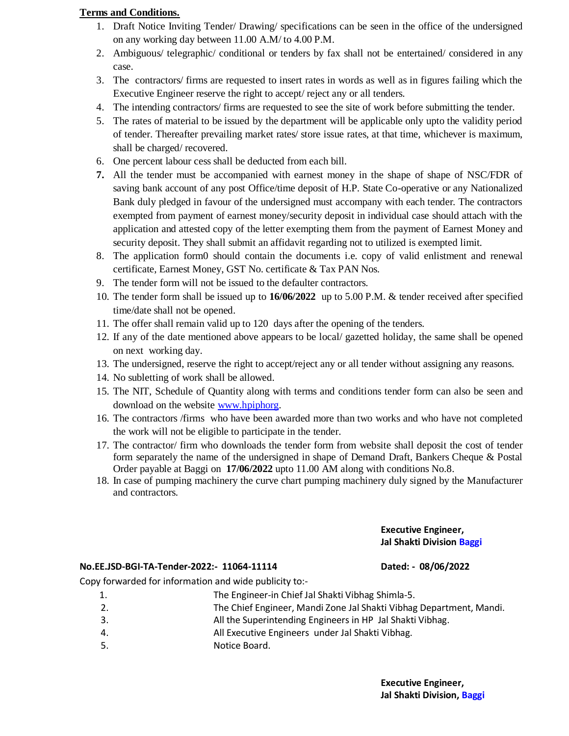**Terms and Conditions.**

1. Draft Notice Inviting Tender/ Drawing/ specifications can be seen in the office of the undersigned on any working day between 11.00 A.M/ to 4.00 P.M.
2. Ambiguous/ telegraphic/ conditional or tenders by fax shall not be entertained/ considered in any case.
3. The contractors/ firms are requested to insert rates in words as well as in figures failing which the Executive Engineer reserve the right to accept/ reject any or all tenders.
4. The intending contractors/ firms are requested to see the site of work before submitting the tender.
5. The rates of material to be issued by the department will be applicable only upto the validity period of tender. Thereafter prevailing market rates/ store issue rates, at that time, whichever is maximum, shall be charged/ recovered.
6. One percent labour cess shall be deducted from each bill.
7. All the tender must be accompanied with earnest money in the shape of shape of NSC/FDR of saving bank account of any post Office/time deposit of H.P. State Co-operative or any Nationalized Bank duly pledged in favour of the undersigned must accompany with each tender. The contractors exempted from payment of earnest money/security deposit in individual case should attach with the application and attested copy of the letter exempting them from the payment of Earnest Money and security deposit. They shall submit an affidavit regarding not to utilized is exempted limit.
8. The application form0 should contain the documents i.e. copy of valid enlistment and renewal certificate, Earnest Money, GST No. certificate & Tax PAN Nos.
9. The tender form will not be issued to the defaulter contractors.
10. The tender form shall be issued up to **16/06/2022** up to 5.00 P.M. & tender received after specified time/date shall not be opened.
11. The offer shall remain valid up to 120 days after the opening of the tenders.
12. If any of the date mentioned above appears to be local/ gazetted holiday, the same shall be opened on next working day.
13. The undersigned, reserve the right to accept/reject any or all tender without assigning any reasons.
14. No subletting of work shall be allowed.
15. The NIT, Schedule of Quantity along with terms and conditions tender form can also be seen and download on the website www.hpiphorg.
16. The contractors /firms who have been awarded more than two works and who have not completed the work will not be eligible to participate in the tender.
17. The contractor/ firm who downloads the tender form from website shall deposit the cost of tender form separately the name of the undersigned in shape of Demand Draft, Bankers Cheque & Postal Order payable at Baggi on **17/06/2022** upto 11.00 AM along with conditions No.8.
18. In case of pumping machinery the curve chart pumping machinery duly signed by the Manufacturer and contractors.

**Executive Engineer,**
**Jal Shakti Division Baggi**

**No.EE.JSD-BGI-TA-Tender-2022:- 11064-11114** **Dated: - 08/06/2022**

Copy forwarded for information and wide publicity to:-

1. The Engineer-in Chief Jal Shakti Vibhag Shimla-5.
2. The Chief Engineer, Mandi Zone Jal Shakti Vibhag Department, Mandi.
3. All the Superintending Engineers in HP Jal Shakti Vibhag.
4. All Executive Engineers under Jal Shakti Vibhag.
5. Notice Board.

**Executive Engineer,**
**Jal Shakti Division, Baggi**